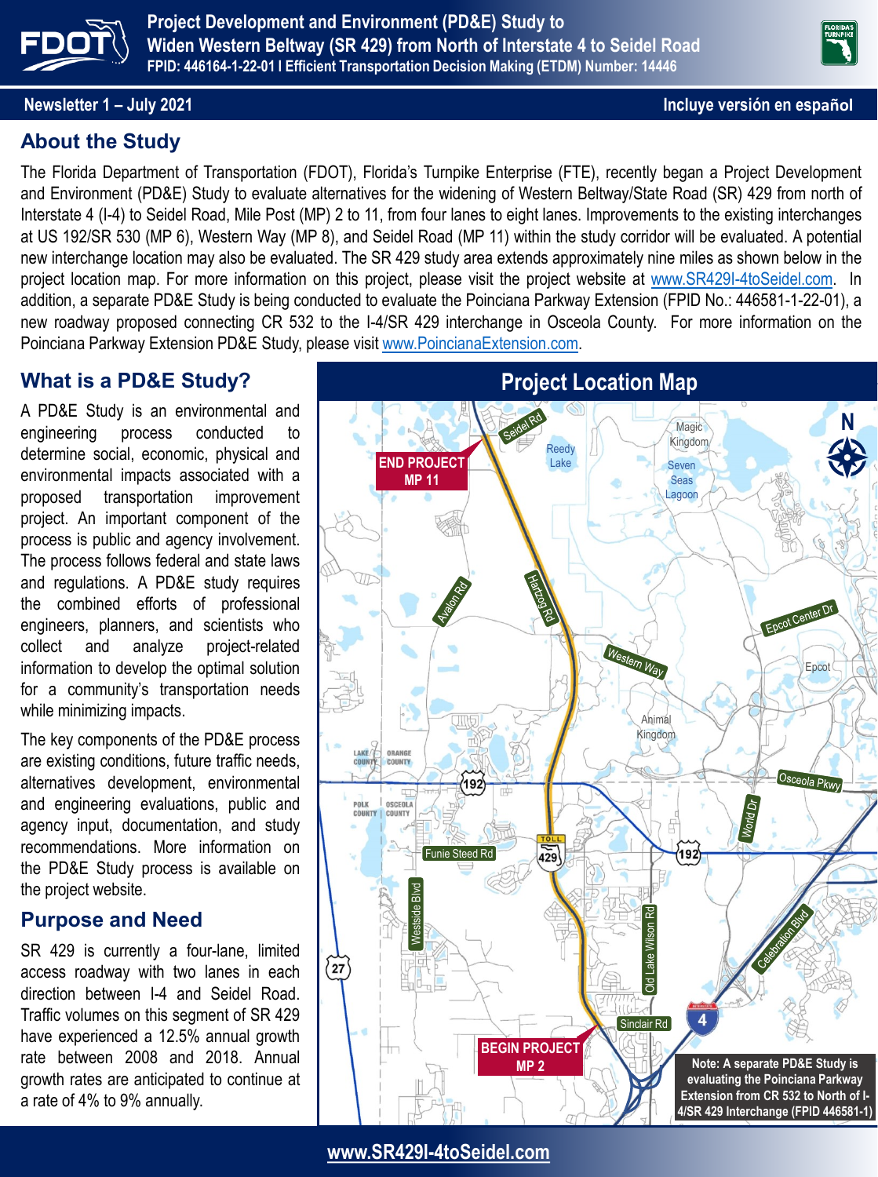# Project Development and Environment (PD&E) Study to Widen Western Beltway (SR 429) from North of Interstate 4 to Seidel Road

**FPID: 446164-1-22-01 I Efficient Transportation Decision Making (ETDM) Number: 14446**

**Newsletter 1 – July 2021**

**Incluye versión en español**

## About the Study

The Florida Department of Transportation (FDOT), Florida's Turnpike Enterprise (FTE), recently began a Project Development and Environment (PD&E) Study to evaluate alternatives for the widening of Western Beltway/State Road (SR) 429 from north of Interstate 4 (I-4) to Seidel Road, Mile Post (MP) 2 to 11, from four lanes to eight lanes. Improvements to the existing interchanges at US 192/SR 530 (MP 6), Western Way (MP 8), and Seidel Road (MP 11) within the study corridor will be evaluated. A potential new interchange location may also be evaluated. The SR 429 study area extends approximately nine miles as shown below in the project location map. For more information on this project, please visit the project website at www.SR429I-4toSeidel.com. In addition, a separate PD&E Study is being conducted to evaluate the Poinciana Parkway Extension (FPID No.: 446581-1-22-01), a new roadway proposed connecting CR 532 to the I-4/SR 429 interchange in Osceola County. For more information on the Poinciana Parkway Extension PD&E Study, please visit www.PoincianaExtension.com.

## What is a PD&E Study?

A PD&E Study is an environmental and engineering process conducted to determine social, economic, physical and environmental impacts associated with a proposed transportation improvement project. An important component of the process is public and agency involvement. The process follows federal and state laws and regulations. A PD&E study requires the combined efforts of professional engineers, planners, and scientists who collect and analyze project-related information to develop the optimal solution for a community's transportation needs while minimizing impacts.

The key components of the PD&E process are existing conditions, future traffic needs, alternatives development, environmental and engineering evaluations, public and agency input, documentation, and study recommendations. More information on the PD&E Study process is available on the project website.

## Purpose and Need

SR 429 is currently a four-lane, limited access roadway with two lanes in each direction between I-4 and Seidel Road. Traffic volumes on this segment of SR 429 have experienced a 12.5% annual growth rate between 2008 and 2018. Annual growth rates are anticipated to continue at a rate of 4% to 9% annually.

## Project Location Map

END PROJECT MP 11

BEGIN PROJECT MP 2

Note: A separate PD&E Study is evaluating the Poinciana Parkway Extension from CR 532 to North of I-4/SR 429 Interchange (FPID 446581-1)

**www.SR429I-4toSeidel.com**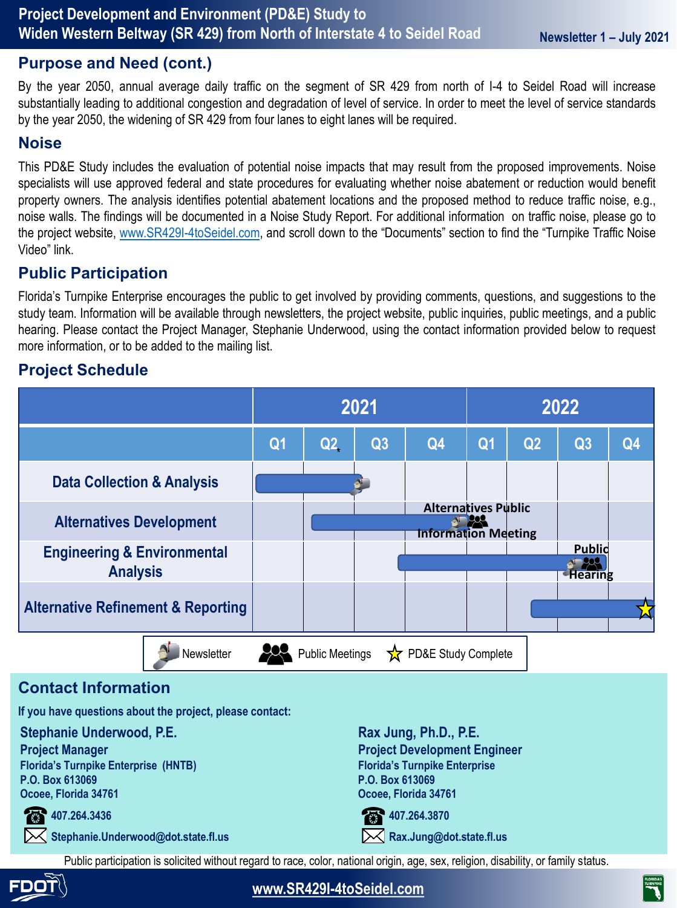## Purpose and Need (cont.)

By the year 2050, annual average daily traffic on the segment of SR 429 from north of I-4 to Seidel Road will increase substantially leading to additional congestion and degradation of level of service. In order to meet the level of service standards by the year 2050, the widening of SR 429 from four lanes to eight lanes will be required.

## Noise

This PD&E Study includes the evaluation of potential noise impacts that may result from the proposed improvements. Noise specialists will use approved federal and state procedures for evaluating whether noise abatement or reduction would benefit property owners. The analysis identifies potential abatement locations and the proposed method to reduce traffic noise, e.g., noise walls. The findings will be documented in a Noise Study Report. For additional information on traffic noise, please go to the project website, www.SR429I-4toSeidel.com, and scroll down to the "Documents" section to find the "Turnpike Traffic Noise Video" link.

## Public Participation

Florida's Turnpike Enterprise encourages the public to get involved by providing comments, questions, and suggestions to the study team. Information will be available through newsletters, the project website, public inquiries, public meetings, and a public hearing. Please contact the Project Manager, Stephanie Underwood, using the contact information provided below to request more information, or to be added to the mailing list.

## Project Schedule

2021: Q1, Q2, Q3, Q4
2022: Q1, Q2, Q3, Q4

Data Collection & Analysis
Alternatives Development
Alternatives Public Information Meeting
Engineering & Environmental Analysis
Public Hearing
Alternative Refinement & Reporting

Newsletter
Public Meetings
PD&E Study Complete

## Contact Information

**If you have questions about the project, please contact:**

**Stephanie Underwood, P.E.**
**Project Manager**
**Florida's Turnpike Enterprise (HNTB)**
**P.O. Box 613069**
**Ocoee, Florida 34761**
407.264.3436
Stephanie.Underwood@dot.state.fl.us

**Rax Jung, Ph.D., P.E.**
**Project Development Engineer**
**Florida's Turnpike Enterprise**
**P.O. Box 613069**
**Ocoee, Florida 34761**
407.264.3870
Rax.Jung@dot.state.fl.us

Public participation is solicited without regard to race, color, national origin, age, sex, religion, disability, or family status.

www.SR429I-4toSeidel.com